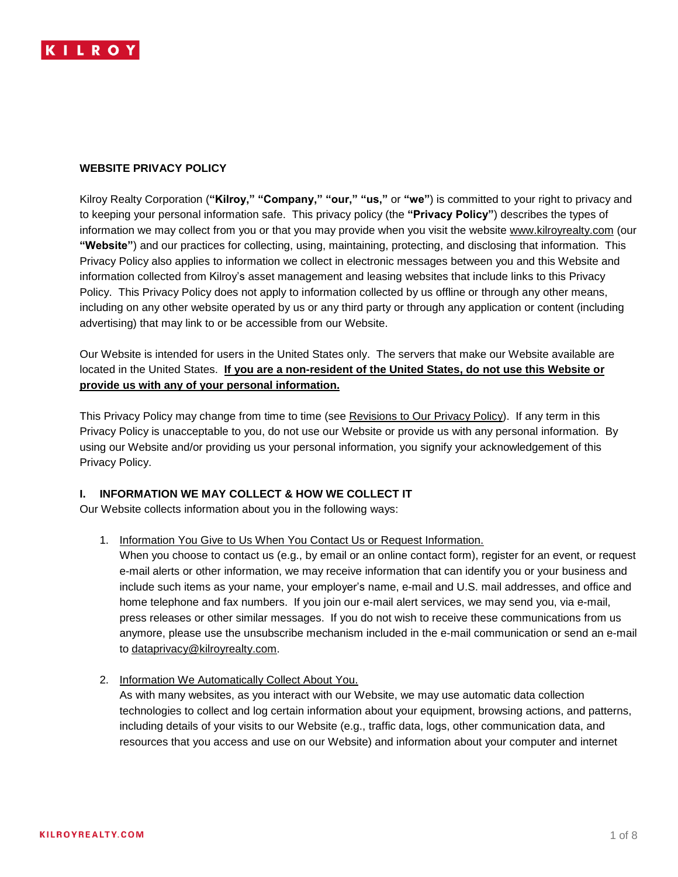# WEBSITE PRIVACY POLICY

Kilroy Realty Corporation (**"Kilroy," "Company," "our," "us,"** or **"we"**) is committed to your right to privacy and to keeping your personal information safe. This privacy policy (the **"Privacy Policy"**) describes the types of information we may collect from you or that you may provide when you visit the website www.kilroyrealty.com (our **"Website"**) and our practices for collecting, using, maintaining, protecting, and disclosing that information. This Privacy Policy also applies to information we collect in electronic messages between you and this Website and information collected from Kilroy's asset management and leasing websites that include links to this Privacy Policy. This Privacy Policy does not apply to information collected by us offline or through any other means, including on any other website operated by us or any third party or through any application or content (including advertising) that may link to or be accessible from our Website.

Our Website is intended for users in the United States only. The servers that make our Website available are located in the United States. **If you are a non-resident of the United States, do not use this Website or provide us with any of your personal information.**

This Privacy Policy may change from time to time (see Revisions to Our Privacy Policy). If any term in this Privacy Policy is unacceptable to you, do not use our Website or provide us with any personal information. By using our Website and/or providing us your personal information, you signify your acknowledgement of this Privacy Policy.

## I. INFORMATION WE MAY COLLECT & HOW WE COLLECT IT

Our Website collects information about you in the following ways:

1. Information You Give to Us When You Contact Us or Request Information.
   When you choose to contact us (e.g., by email or an online contact form), register for an event, or request e-mail alerts or other information, we may receive information that can identify you or your business and include such items as your name, your employer's name, e-mail and U.S. mail addresses, and office and home telephone and fax numbers. If you join our e-mail alert services, we may send you, via e-mail, press releases or other similar messages. If you do not wish to receive these communications from us anymore, please use the unsubscribe mechanism included in the e-mail communication or send an e-mail to dataprivacy@kilroyrealty.com.

2. Information We Automatically Collect About You.
   As with many websites, as you interact with our Website, we may use automatic data collection technologies to collect and log certain information about your equipment, browsing actions, and patterns, including details of your visits to our Website (e.g., traffic data, logs, other communication data, and resources that you access and use on our Website) and information about your computer and internet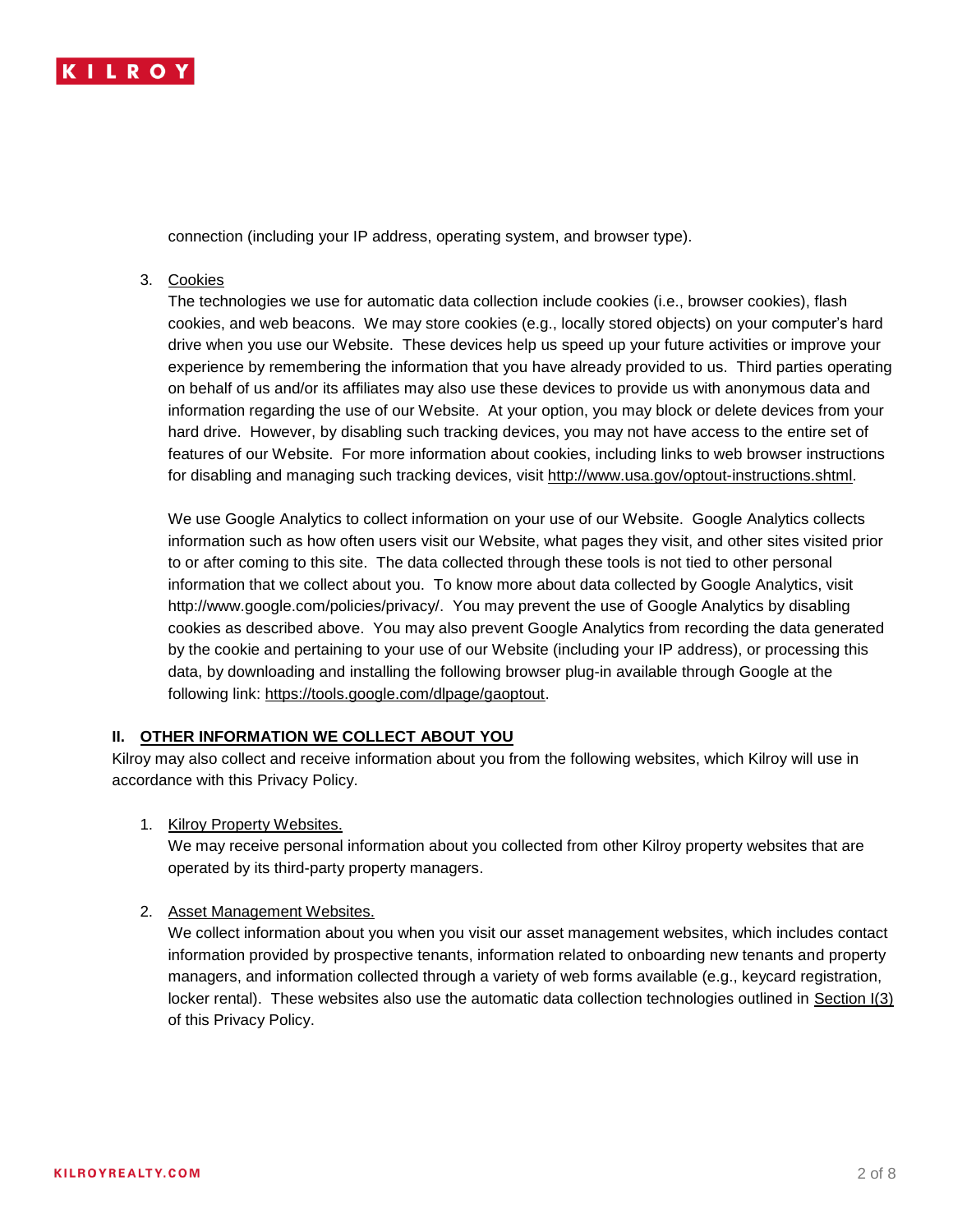connection (including your IP address, operating system, and browser type).

3. Cookies
   The technologies we use for automatic data collection include cookies (i.e., browser cookies), flash cookies, and web beacons. We may store cookies (e.g., locally stored objects) on your computer's hard drive when you use our Website. These devices help us speed up your future activities or improve your experience by remembering the information that you have already provided to us. Third parties operating on behalf of us and/or its affiliates may also use these devices to provide us with anonymous data and information regarding the use of our Website. At your option, you may block or delete devices from your hard drive. However, by disabling such tracking devices, you may not have access to the entire set of features of our Website. For more information about cookies, including links to web browser instructions for disabling and managing such tracking devices, visit http://www.usa.gov/optout-instructions.shtml.

   We use Google Analytics to collect information on your use of our Website. Google Analytics collects information such as how often users visit our Website, what pages they visit, and other sites visited prior to or after coming to this site. The data collected through these tools is not tied to other personal information that we collect about you. To know more about data collected by Google Analytics, visit http://www.google.com/policies/privacy/. You may prevent the use of Google Analytics by disabling cookies as described above. You may also prevent Google Analytics from recording the data generated by the cookie and pertaining to your use of our Website (including your IP address), or processing this data, by downloading and installing the following browser plug-in available through Google at the following link: https://tools.google.com/dlpage/gaoptout.

## II. OTHER INFORMATION WE COLLECT ABOUT YOU

Kilroy may also collect and receive information about you from the following websites, which Kilroy will use in accordance with this Privacy Policy.

1. Kilroy Property Websites.
   We may receive personal information about you collected from other Kilroy property websites that are operated by its third-party property managers.

2. Asset Management Websites.
   We collect information about you when you visit our asset management websites, which includes contact information provided by prospective tenants, information related to onboarding new tenants and property managers, and information collected through a variety of web forms available (e.g., keycard registration, locker rental). These websites also use the automatic data collection technologies outlined in Section I(3) of this Privacy Policy.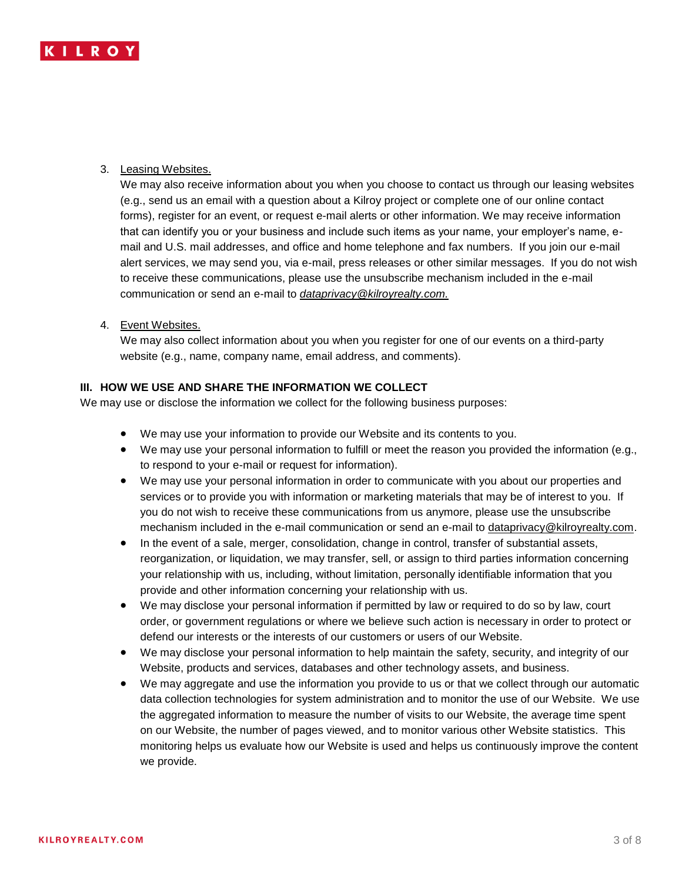3. Leasing Websites.

   We may also receive information about you when you choose to contact us through our leasing websites (e.g., send us an email with a question about a Kilroy project or complete one of our online contact forms), register for an event, or request e-mail alerts or other information. We may receive information that can identify you or your business and include such items as your name, your employer's name, e-mail and U.S. mail addresses, and office and home telephone and fax numbers. If you join our e-mail alert services, we may send you, via e-mail, press releases or other similar messages. If you do not wish to receive these communications, please use the unsubscribe mechanism included in the e-mail communication or send an e-mail to *dataprivacy@kilroyrealty.com.*

4. Event Websites.

   We may also collect information about you when you register for one of our events on a third-party website (e.g., name, company name, email address, and comments).

## III. HOW WE USE AND SHARE THE INFORMATION WE COLLECT

We may use or disclose the information we collect for the following business purposes:

- We may use your information to provide our Website and its contents to you.
- We may use your personal information to fulfill or meet the reason you provided the information (e.g., to respond to your e-mail or request for information).
- We may use your personal information in order to communicate with you about our properties and services or to provide you with information or marketing materials that may be of interest to you. If you do not wish to receive these communications from us anymore, please use the unsubscribe mechanism included in the e-mail communication or send an e-mail to dataprivacy@kilroyrealty.com.
- In the event of a sale, merger, consolidation, change in control, transfer of substantial assets, reorganization, or liquidation, we may transfer, sell, or assign to third parties information concerning your relationship with us, including, without limitation, personally identifiable information that you provide and other information concerning your relationship with us.
- We may disclose your personal information if permitted by law or required to do so by law, court order, or government regulations or where we believe such action is necessary in order to protect or defend our interests or the interests of our customers or users of our Website.
- We may disclose your personal information to help maintain the safety, security, and integrity of our Website, products and services, databases and other technology assets, and business.
- We may aggregate and use the information you provide to us or that we collect through our automatic data collection technologies for system administration and to monitor the use of our Website. We use the aggregated information to measure the number of visits to our Website, the average time spent on our Website, the number of pages viewed, and to monitor various other Website statistics. This monitoring helps us evaluate how our Website is used and helps us continuously improve the content we provide.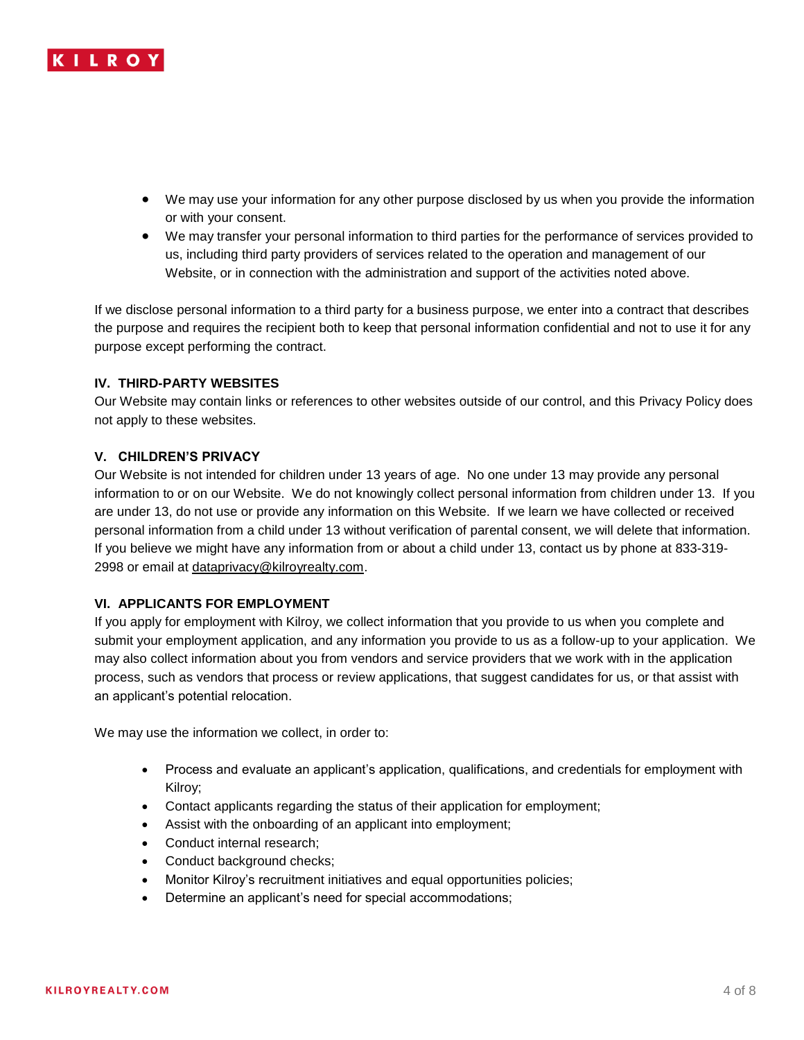- We may use your information for any other purpose disclosed by us when you provide the information or with your consent.
- We may transfer your personal information to third parties for the performance of services provided to us, including third party providers of services related to the operation and management of our Website, or in connection with the administration and support of the activities noted above.

If we disclose personal information to a third party for a business purpose, we enter into a contract that describes the purpose and requires the recipient both to keep that personal information confidential and not to use it for any purpose except performing the contract.

## IV. THIRD-PARTY WEBSITES

Our Website may contain links or references to other websites outside of our control, and this Privacy Policy does not apply to these websites.

## V. CHILDREN'S PRIVACY

Our Website is not intended for children under 13 years of age. No one under 13 may provide any personal information to or on our Website. We do not knowingly collect personal information from children under 13. If you are under 13, do not use or provide any information on this Website. If we learn we have collected or received personal information from a child under 13 without verification of parental consent, we will delete that information. If you believe we might have any information from or about a child under 13, contact us by phone at 833-319-2998 or email at dataprivacy@kilroyrealty.com.

## VI. APPLICANTS FOR EMPLOYMENT

If you apply for employment with Kilroy, we collect information that you provide to us when you complete and submit your employment application, and any information you provide to us as a follow-up to your application. We may also collect information about you from vendors and service providers that we work with in the application process, such as vendors that process or review applications, that suggest candidates for us, or that assist with an applicant's potential relocation.

We may use the information we collect, in order to:

- Process and evaluate an applicant's application, qualifications, and credentials for employment with Kilroy;
- Contact applicants regarding the status of their application for employment;
- Assist with the onboarding of an applicant into employment;
- Conduct internal research;
- Conduct background checks;
- Monitor Kilroy's recruitment initiatives and equal opportunities policies;
- Determine an applicant's need for special accommodations;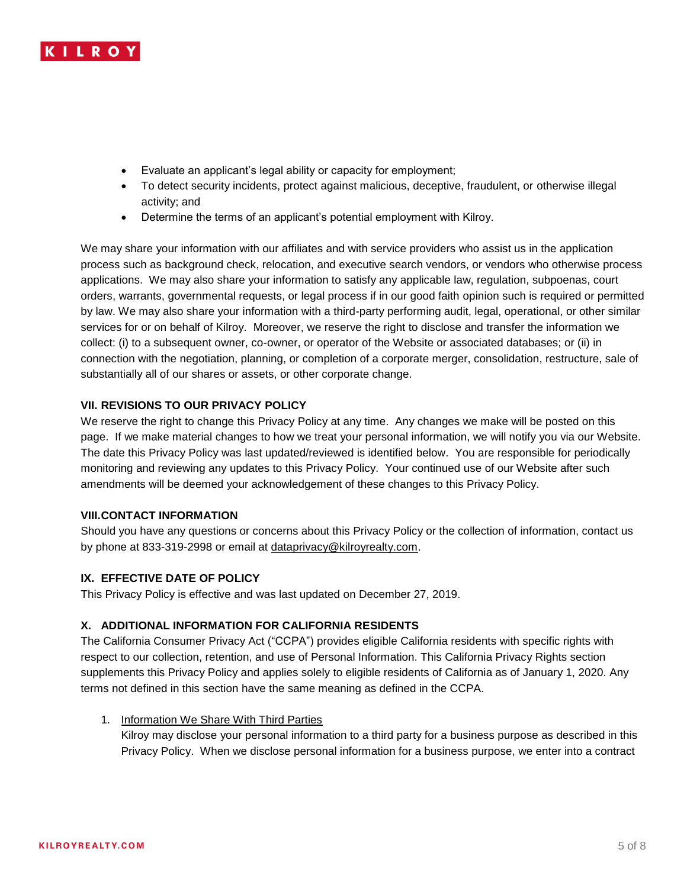- Evaluate an applicant's legal ability or capacity for employment;
- To detect security incidents, protect against malicious, deceptive, fraudulent, or otherwise illegal activity; and
- Determine the terms of an applicant's potential employment with Kilroy.

We may share your information with our affiliates and with service providers who assist us in the application process such as background check, relocation, and executive search vendors, or vendors who otherwise process applications. We may also share your information to satisfy any applicable law, regulation, subpoenas, court orders, warrants, governmental requests, or legal process if in our good faith opinion such is required or permitted by law. We may also share your information with a third-party performing audit, legal, operational, or other similar services for or on behalf of Kilroy. Moreover, we reserve the right to disclose and transfer the information we collect: (i) to a subsequent owner, co-owner, or operator of the Website or associated databases; or (ii) in connection with the negotiation, planning, or completion of a corporate merger, consolidation, restructure, sale of substantially all of our shares or assets, or other corporate change.

## VII. REVISIONS TO OUR PRIVACY POLICY

We reserve the right to change this Privacy Policy at any time. Any changes we make will be posted on this page. If we make material changes to how we treat your personal information, we will notify you via our Website. The date this Privacy Policy was last updated/reviewed is identified below. You are responsible for periodically monitoring and reviewing any updates to this Privacy Policy. Your continued use of our Website after such amendments will be deemed your acknowledgement of these changes to this Privacy Policy.

## VIII. CONTACT INFORMATION

Should you have any questions or concerns about this Privacy Policy or the collection of information, contact us by phone at 833-319-2998 or email at dataprivacy@kilroyrealty.com.

## IX. EFFECTIVE DATE OF POLICY

This Privacy Policy is effective and was last updated on December 27, 2019.

## X. ADDITIONAL INFORMATION FOR CALIFORNIA RESIDENTS

The California Consumer Privacy Act ("CCPA") provides eligible California residents with specific rights with respect to our collection, retention, and use of Personal Information. This California Privacy Rights section supplements this Privacy Policy and applies solely to eligible residents of California as of January 1, 2020. Any terms not defined in this section have the same meaning as defined in the CCPA.

1. Information We Share With Third Parties

   Kilroy may disclose your personal information to a third party for a business purpose as described in this Privacy Policy. When we disclose personal information for a business purpose, we enter into a contract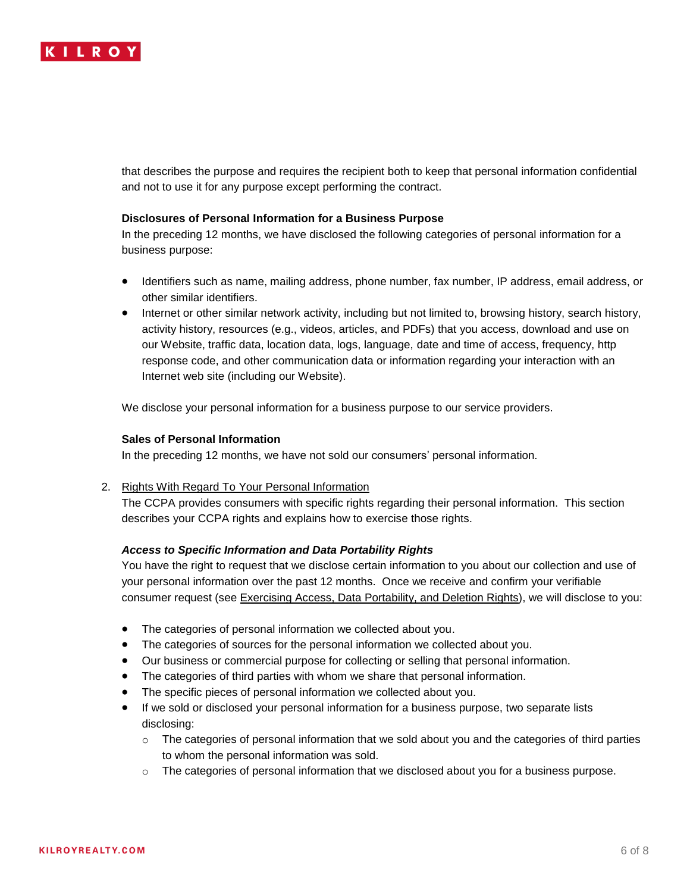that describes the purpose and requires the recipient both to keep that personal information confidential and not to use it for any purpose except performing the contract.

**Disclosures of Personal Information for a Business Purpose**

In the preceding 12 months, we have disclosed the following categories of personal information for a business purpose:

- Identifiers such as name, mailing address, phone number, fax number, IP address, email address, or other similar identifiers.
- Internet or other similar network activity, including but not limited to, browsing history, search history, activity history, resources (e.g., videos, articles, and PDFs) that you access, download and use on our Website, traffic data, location data, logs, language, date and time of access, frequency, http response code, and other communication data or information regarding your interaction with an Internet web site (including our Website).

We disclose your personal information for a business purpose to our service providers.

**Sales of Personal Information**

In the preceding 12 months, we have not sold our consumers' personal information.

2. Rights With Regard To Your Personal Information

   The CCPA provides consumers with specific rights regarding their personal information. This section describes your CCPA rights and explains how to exercise those rights.

***Access to Specific Information and Data Portability Rights***

You have the right to request that we disclose certain information to you about our collection and use of your personal information over the past 12 months. Once we receive and confirm your verifiable consumer request (see Exercising Access, Data Portability, and Deletion Rights), we will disclose to you:

- The categories of personal information we collected about you.
- The categories of sources for the personal information we collected about you.
- Our business or commercial purpose for collecting or selling that personal information.
- The categories of third parties with whom we share that personal information.
- The specific pieces of personal information we collected about you.
- If we sold or disclosed your personal information for a business purpose, two separate lists disclosing:
  - The categories of personal information that we sold about you and the categories of third parties to whom the personal information was sold.
  - The categories of personal information that we disclosed about you for a business purpose.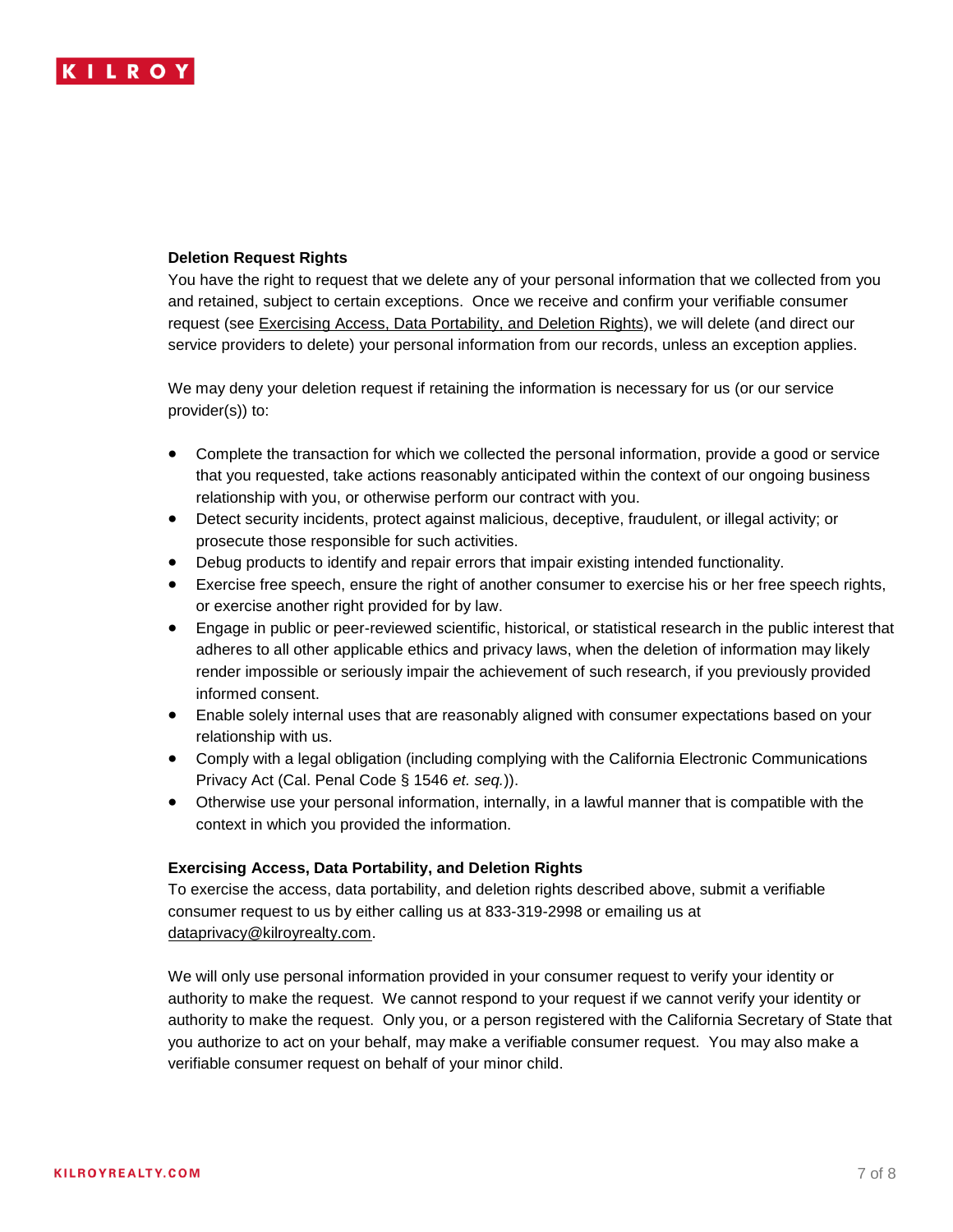**Deletion Request Rights**

You have the right to request that we delete any of your personal information that we collected from you and retained, subject to certain exceptions. Once we receive and confirm your verifiable consumer request (see Exercising Access, Data Portability, and Deletion Rights), we will delete (and direct our service providers to delete) your personal information from our records, unless an exception applies.

We may deny your deletion request if retaining the information is necessary for us (or our service provider(s)) to:

- Complete the transaction for which we collected the personal information, provide a good or service that you requested, take actions reasonably anticipated within the context of our ongoing business relationship with you, or otherwise perform our contract with you.
- Detect security incidents, protect against malicious, deceptive, fraudulent, or illegal activity; or prosecute those responsible for such activities.
- Debug products to identify and repair errors that impair existing intended functionality.
- Exercise free speech, ensure the right of another consumer to exercise his or her free speech rights, or exercise another right provided for by law.
- Engage in public or peer-reviewed scientific, historical, or statistical research in the public interest that adheres to all other applicable ethics and privacy laws, when the deletion of information may likely render impossible or seriously impair the achievement of such research, if you previously provided informed consent.
- Enable solely internal uses that are reasonably aligned with consumer expectations based on your relationship with us.
- Comply with a legal obligation (including complying with the California Electronic Communications Privacy Act (Cal. Penal Code § 1546 *et. seq.*)).
- Otherwise use your personal information, internally, in a lawful manner that is compatible with the context in which you provided the information.

**Exercising Access, Data Portability, and Deletion Rights**

To exercise the access, data portability, and deletion rights described above, submit a verifiable consumer request to us by either calling us at 833-319-2998 or emailing us at dataprivacy@kilroyrealty.com.

We will only use personal information provided in your consumer request to verify your identity or authority to make the request. We cannot respond to your request if we cannot verify your identity or authority to make the request. Only you, or a person registered with the California Secretary of State that you authorize to act on your behalf, may make a verifiable consumer request. You may also make a verifiable consumer request on behalf of your minor child.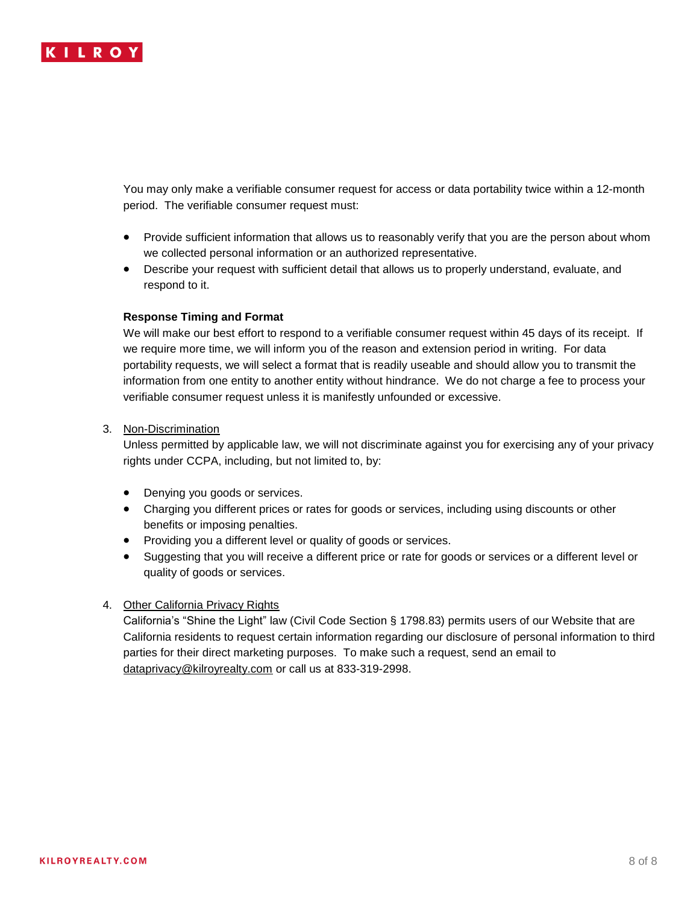You may only make a verifiable consumer request for access or data portability twice within a 12-month period. The verifiable consumer request must:

- Provide sufficient information that allows us to reasonably verify that you are the person about whom we collected personal information or an authorized representative.
- Describe your request with sufficient detail that allows us to properly understand, evaluate, and respond to it.

**Response Timing and Format**

We will make our best effort to respond to a verifiable consumer request within 45 days of its receipt. If we require more time, we will inform you of the reason and extension period in writing. For data portability requests, we will select a format that is readily useable and should allow you to transmit the information from one entity to another entity without hindrance. We do not charge a fee to process your verifiable consumer request unless it is manifestly unfounded or excessive.

3. Non-Discrimination

   Unless permitted by applicable law, we will not discriminate against you for exercising any of your privacy rights under CCPA, including, but not limited to, by:

   - Denying you goods or services.
   - Charging you different prices or rates for goods or services, including using discounts or other benefits or imposing penalties.
   - Providing you a different level or quality of goods or services.
   - Suggesting that you will receive a different price or rate for goods or services or a different level or quality of goods or services.

4. Other California Privacy Rights

   California's "Shine the Light" law (Civil Code Section § 1798.83) permits users of our Website that are California residents to request certain information regarding our disclosure of personal information to third parties for their direct marketing purposes. To make such a request, send an email to dataprivacy@kilroyrealty.com or call us at 833-319-2998.